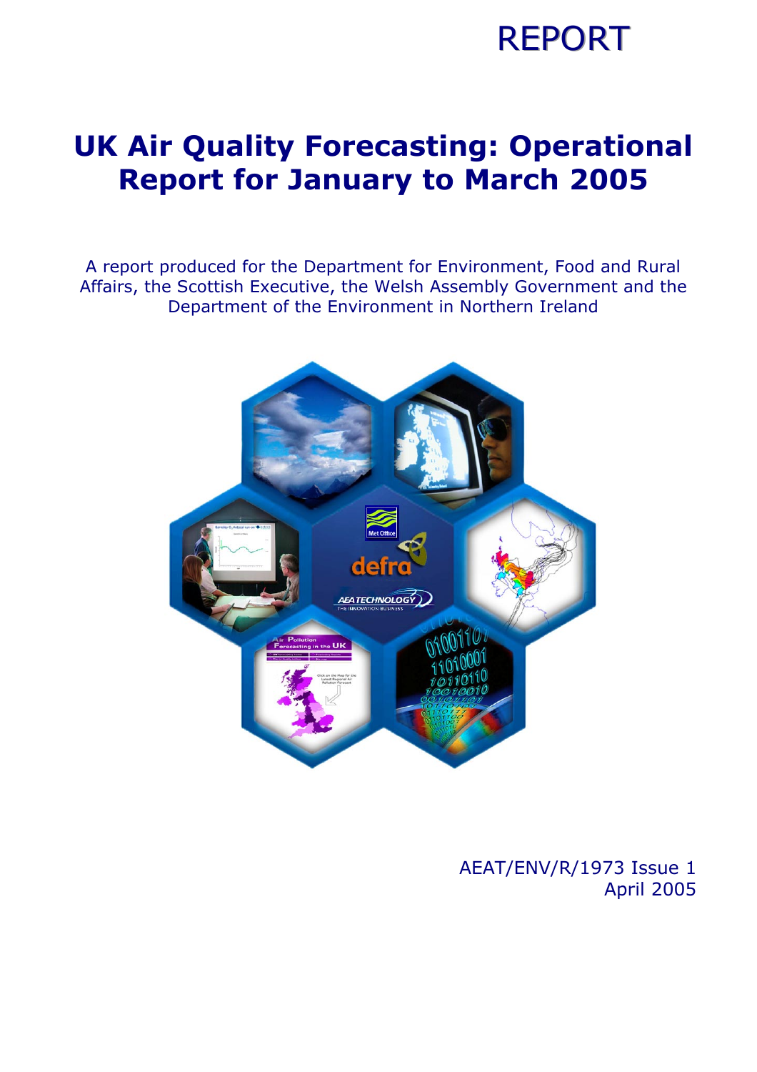REPORT

# UK Air Quality Forecasting: Operational Report for January to March 2005

A report produced for the Department for Environment, Food and Rural Affairs, the Scottish Executive, the Welsh Assembly Government and the Department of the Environment in Northern Ireland

AEAT/ENV/R/1973 Issue 1
April 2005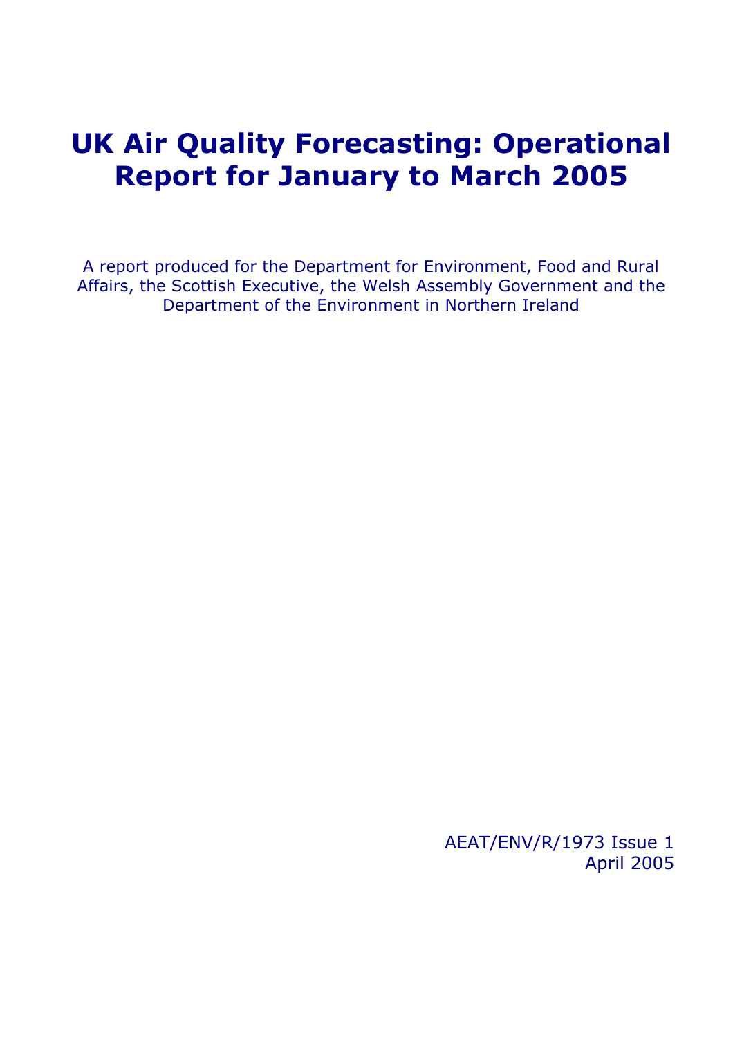# UK Air Quality Forecasting: Operational Report for January to March 2005

A report produced for the Department for Environment, Food and Rural Affairs, the Scottish Executive, the Welsh Assembly Government and the Department of the Environment in Northern Ireland

AEAT/ENV/R/1973 Issue 1
April 2005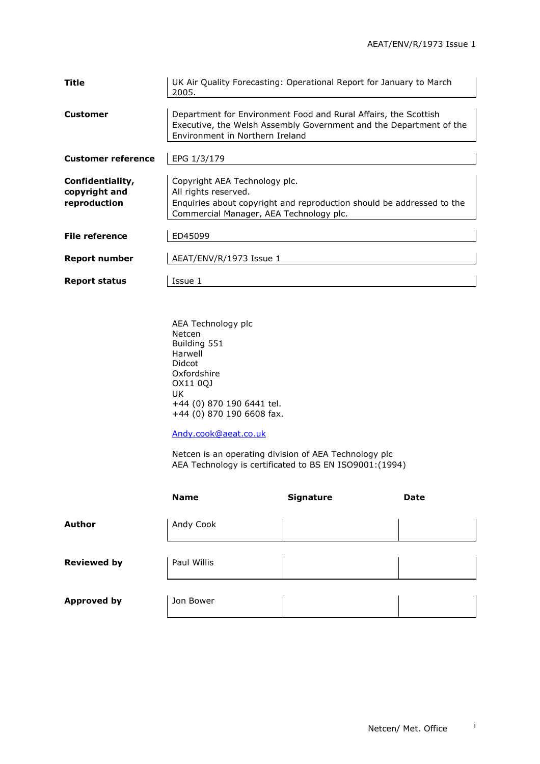| | |
|---|---|
| **Title** | UK Air Quality Forecasting: Operational Report for January to March 2005. |
| **Customer** | Department for Environment Food and Rural Affairs, the Scottish Executive, the Welsh Assembly Government and the Department of the Environment in Northern Ireland |
| **Customer reference** | EPG 1/3/179 |
| **Confidentiality, copyright and reproduction** | Copyright AEA Technology plc.<br>All rights reserved.<br>Enquiries about copyright and reproduction should be addressed to the Commercial Manager, AEA Technology plc. |
| **File reference** | ED45099 |
| **Report number** | AEAT/ENV/R/1973 Issue 1 |
| **Report status** | Issue 1 |

AEA Technology plc
Netcen
Building 551
Harwell
Didcot
Oxfordshire
OX11 0QJ
UK
+44 (0) 870 190 6441 tel.
+44 (0) 870 190 6608 fax.

Andy.cook@aeat.co.uk

Netcen is an operating division of AEA Technology plc
AEA Technology is certificated to BS EN ISO9001:(1994)

| | Name | Signature | Date |
|---|---|---|---|
| **Author** | Andy Cook | | |
| **Reviewed by** | Paul Willis | | |
| **Approved by** | Jon Bower | | |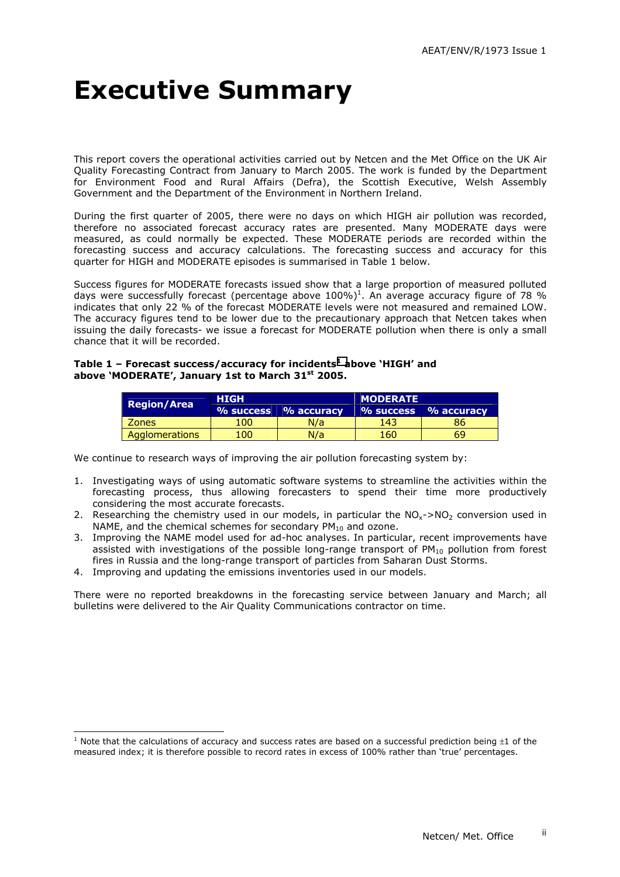# Executive Summary

This report covers the operational activities carried out by Netcen and the Met Office on the UK Air Quality Forecasting Contract from January to March 2005. The work is funded by the Department for Environment Food and Rural Affairs (Defra), the Scottish Executive, Welsh Assembly Government and the Department of the Environment in Northern Ireland.

During the first quarter of 2005, there were no days on which HIGH air pollution was recorded, therefore no associated forecast accuracy rates are presented. Many MODERATE days were measured, as could normally be expected. These MODERATE periods are recorded within the forecasting success and accuracy calculations. The forecasting success and accuracy for this quarter for HIGH and MODERATE episodes is summarised in Table 1 below.

Success figures for MODERATE forecasts issued show that a large proportion of measured polluted days were successfully forecast (percentage above 100%)[1]. An average accuracy figure of 78 % indicates that only 22 % of the forecast MODERATE levels were not measured and remained LOW. The accuracy figures tend to be lower due to the precautionary approach that Netcen takes when issuing the daily forecasts- we issue a forecast for MODERATE pollution when there is only a small chance that it will be recorded.

**Table 1 – Forecast success/accuracy for incidents[1] above 'HIGH' and above 'MODERATE', January 1st to March 31st 2005.**

| Region/Area | HIGH | | MODERATE | |
|---|---|---|---|---|
| | % success | % accuracy | % success | % accuracy |
| Zones | 100 | N/a | 143 | 86 |
| Agglomerations | 100 | N/a | 160 | 69 |

We continue to research ways of improving the air pollution forecasting system by:

1. Investigating ways of using automatic software systems to streamline the activities within the forecasting process, thus allowing forecasters to spend their time more productively considering the most accurate forecasts.
2. Researching the chemistry used in our models, in particular the $NO_x$->$NO_2$ conversion used in NAME, and the chemical schemes for secondary $PM_{10}$ and ozone.
3. Improving the NAME model used for ad-hoc analyses. In particular, recent improvements have assisted with investigations of the possible long-range transport of $PM_{10}$ pollution from forest fires in Russia and the long-range transport of particles from Saharan Dust Storms.
4. Improving and updating the emissions inventories used in our models.

There were no reported breakdowns in the forecasting service between January and March; all bulletins were delivered to the Air Quality Communications contractor on time.

[1] Note that the calculations of accuracy and success rates are based on a successful prediction being ±1 of the measured index; it is therefore possible to record rates in excess of 100% rather than 'true' percentages.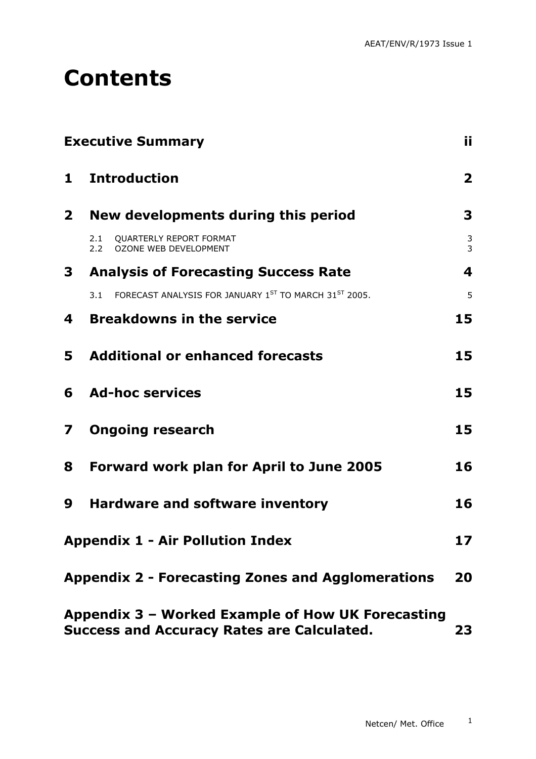# Contents

| | | |
|---|---|---|
| **Executive Summary** | | **ii** |
| **1** | **Introduction** | **2** |
| **2** | **New developments during this period** | **3** |
| | 2.1 QUARTERLY REPORT FORMAT | 3 |
| | 2.2 OZONE WEB DEVELOPMENT | 3 |
| **3** | **Analysis of Forecasting Success Rate** | **4** |
| | 3.1 FORECAST ANALYSIS FOR JANUARY 1ST TO MARCH 31ST 2005. | 5 |
| **4** | **Breakdowns in the service** | **15** |
| **5** | **Additional or enhanced forecasts** | **15** |
| **6** | **Ad-hoc services** | **15** |
| **7** | **Ongoing research** | **15** |
| **8** | **Forward work plan for April to June 2005** | **16** |
| **9** | **Hardware and software inventory** | **16** |
| **Appendix 1 - Air Pollution Index** | | **17** |
| **Appendix 2 - Forecasting Zones and Agglomerations** | | **20** |
| **Appendix 3 – Worked Example of How UK Forecasting Success and Accuracy Rates are Calculated.** | | **23** |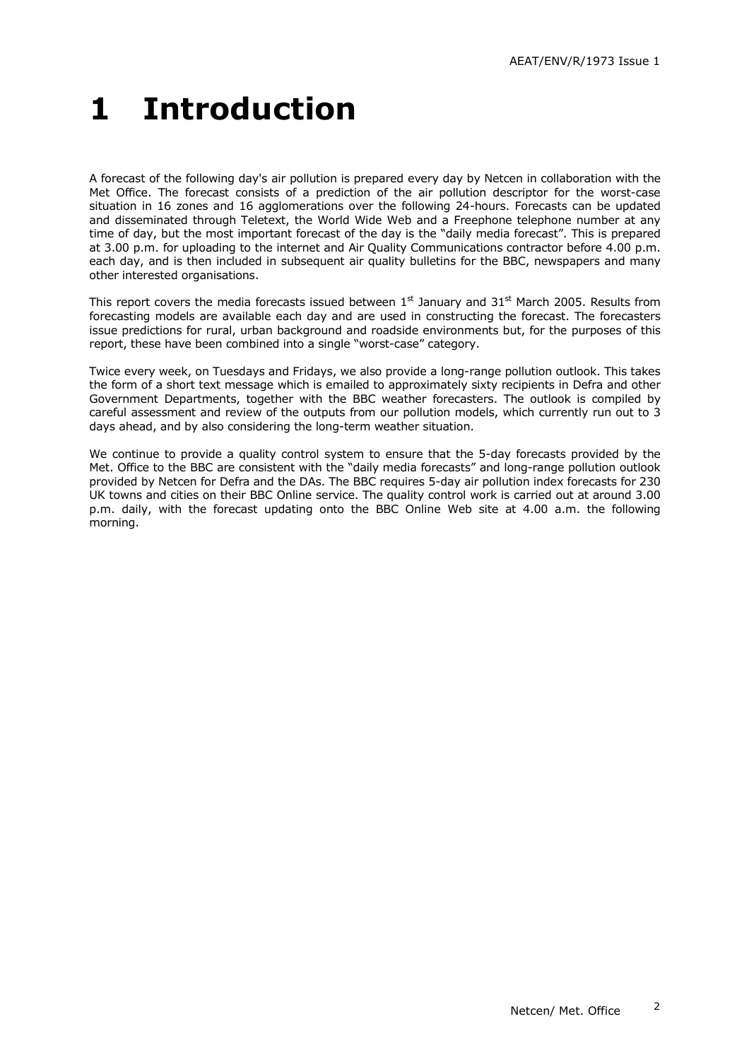# 1 Introduction

A forecast of the following day's air pollution is prepared every day by Netcen in collaboration with the Met Office. The forecast consists of a prediction of the air pollution descriptor for the worst-case situation in 16 zones and 16 agglomerations over the following 24-hours. Forecasts can be updated and disseminated through Teletext, the World Wide Web and a Freephone telephone number at any time of day, but the most important forecast of the day is the "daily media forecast". This is prepared at 3.00 p.m. for uploading to the internet and Air Quality Communications contractor before 4.00 p.m. each day, and is then included in subsequent air quality bulletins for the BBC, newspapers and many other interested organisations.

This report covers the media forecasts issued between 1st January and 31st March 2005. Results from forecasting models are available each day and are used in constructing the forecast. The forecasters issue predictions for rural, urban background and roadside environments but, for the purposes of this report, these have been combined into a single "worst-case" category.

Twice every week, on Tuesdays and Fridays, we also provide a long-range pollution outlook. This takes the form of a short text message which is emailed to approximately sixty recipients in Defra and other Government Departments, together with the BBC weather forecasters. The outlook is compiled by careful assessment and review of the outputs from our pollution models, which currently run out to 3 days ahead, and by also considering the long-term weather situation.

We continue to provide a quality control system to ensure that the 5-day forecasts provided by the Met. Office to the BBC are consistent with the "daily media forecasts" and long-range pollution outlook provided by Netcen for Defra and the DAs. The BBC requires 5-day air pollution index forecasts for 230 UK towns and cities on their BBC Online service. The quality control work is carried out at around 3.00 p.m. daily, with the forecast updating onto the BBC Online Web site at 4.00 a.m. the following morning.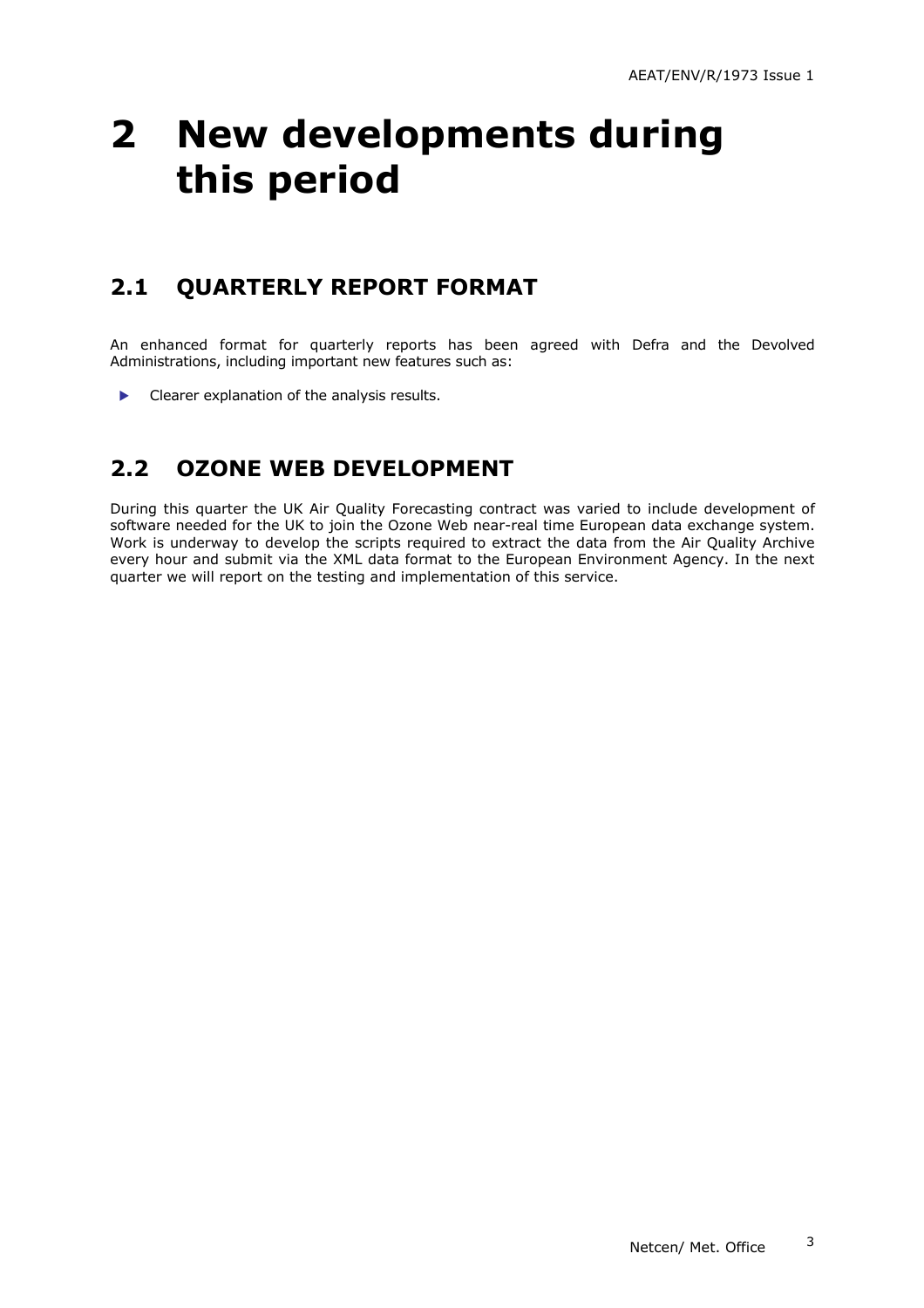# 2 New developments during this period

## 2.1 QUARTERLY REPORT FORMAT

An enhanced format for quarterly reports has been agreed with Defra and the Devolved Administrations, including important new features such as:

- Clearer explanation of the analysis results.

## 2.2 OZONE WEB DEVELOPMENT

During this quarter the UK Air Quality Forecasting contract was varied to include development of software needed for the UK to join the Ozone Web near-real time European data exchange system. Work is underway to develop the scripts required to extract the data from the Air Quality Archive every hour and submit via the XML data format to the European Environment Agency. In the next quarter we will report on the testing and implementation of this service.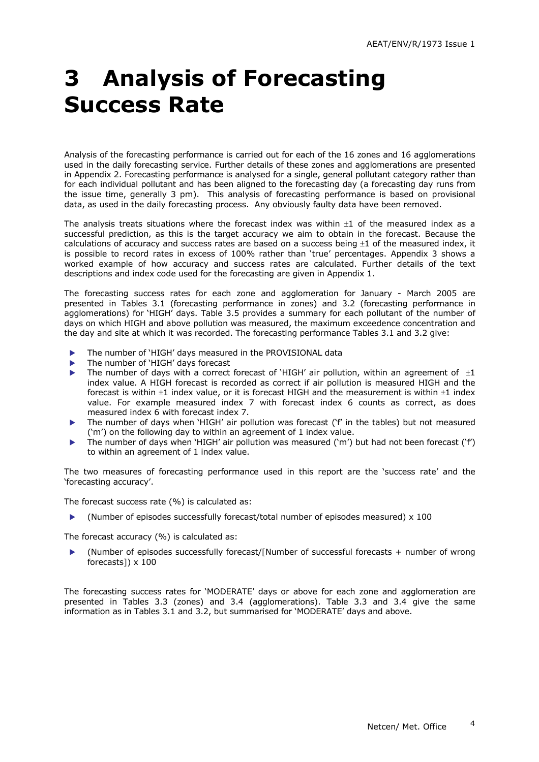# 3 Analysis of Forecasting Success Rate

Analysis of the forecasting performance is carried out for each of the 16 zones and 16 agglomerations used in the daily forecasting service. Further details of these zones and agglomerations are presented in Appendix 2. Forecasting performance is analysed for a single, general pollutant category rather than for each individual pollutant and has been aligned to the forecasting day (a forecasting day runs from the issue time, generally 3 pm). This analysis of forecasting performance is based on provisional data, as used in the daily forecasting process. Any obviously faulty data have been removed.

The analysis treats situations where the forecast index was within ±1 of the measured index as a successful prediction, as this is the target accuracy we aim to obtain in the forecast. Because the calculations of accuracy and success rates are based on a success being ±1 of the measured index, it is possible to record rates in excess of 100% rather than 'true' percentages. Appendix 3 shows a worked example of how accuracy and success rates are calculated. Further details of the text descriptions and index code used for the forecasting are given in Appendix 1.

The forecasting success rates for each zone and agglomeration for January - March 2005 are presented in Tables 3.1 (forecasting performance in zones) and 3.2 (forecasting performance in agglomerations) for 'HIGH' days. Table 3.5 provides a summary for each pollutant of the number of days on which HIGH and above pollution was measured, the maximum exceedence concentration and the day and site at which it was recorded. The forecasting performance Tables 3.1 and 3.2 give:

- The number of 'HIGH' days measured in the PROVISIONAL data
- The number of 'HIGH' days forecast
- The number of days with a correct forecast of 'HIGH' air pollution, within an agreement of ±1 index value. A HIGH forecast is recorded as correct if air pollution is measured HIGH and the forecast is within ±1 index value, or it is forecast HIGH and the measurement is within ±1 index value. For example measured index 7 with forecast index 6 counts as correct, as does measured index 6 with forecast index 7.
- The number of days when 'HIGH' air pollution was forecast ('f' in the tables) but not measured ('m') on the following day to within an agreement of 1 index value.
- The number of days when 'HIGH' air pollution was measured ('m') but had not been forecast ('f') to within an agreement of 1 index value.

The two measures of forecasting performance used in this report are the 'success rate' and the 'forecasting accuracy'.

The forecast success rate (%) is calculated as:

- (Number of episodes successfully forecast/total number of episodes measured) x 100

The forecast accuracy (%) is calculated as:

- (Number of episodes successfully forecast/[Number of successful forecasts + number of wrong forecasts]) x 100

The forecasting success rates for 'MODERATE' days or above for each zone and agglomeration are presented in Tables 3.3 (zones) and 3.4 (agglomerations). Table 3.3 and 3.4 give the same information as in Tables 3.1 and 3.2, but summarised for 'MODERATE' days and above.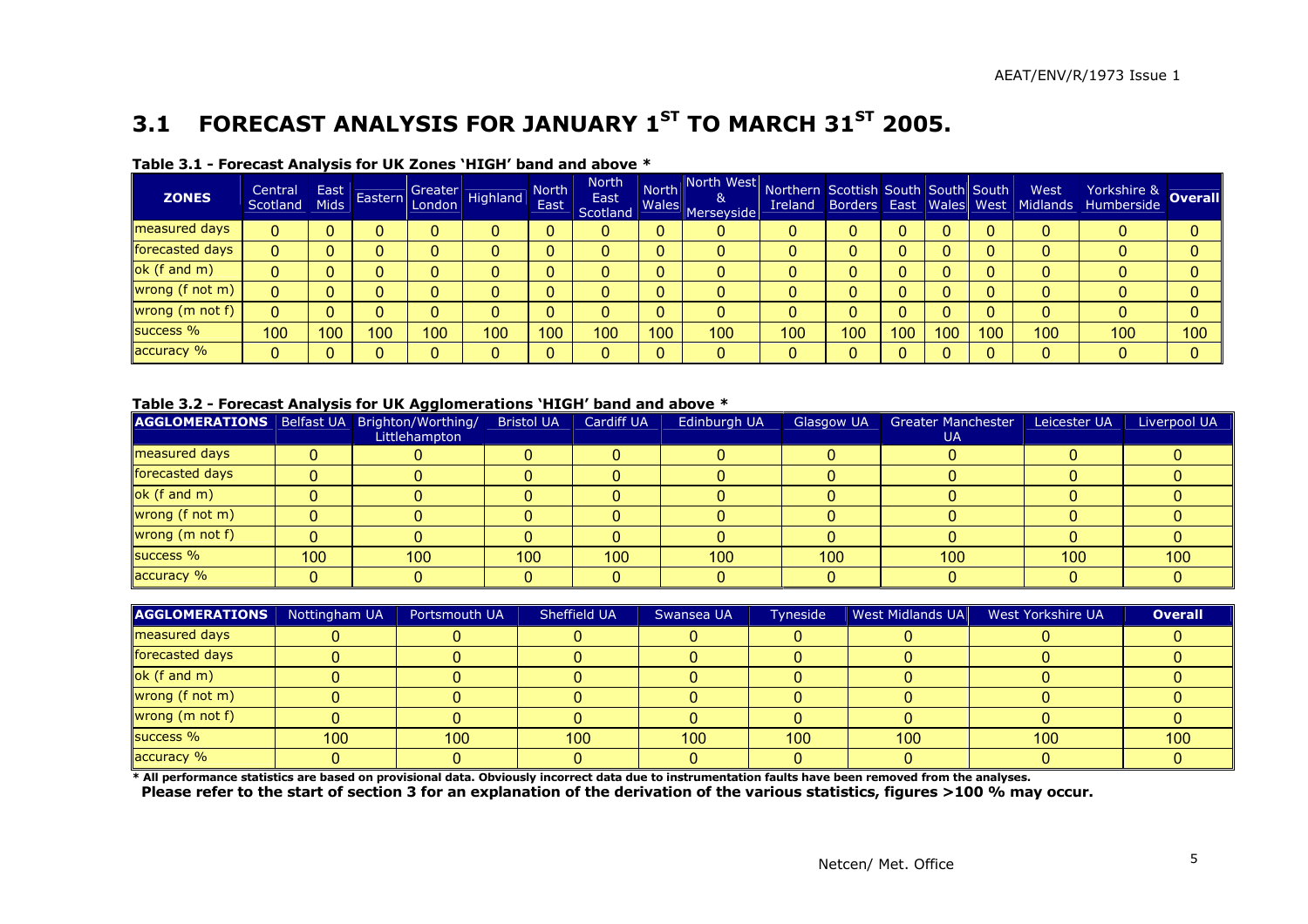## 3.1 FORECAST ANALYSIS FOR JANUARY 1ST TO MARCH 31ST 2005.

**Table 3.1 - Forecast Analysis for UK Zones 'HIGH' band and above \***

| ZONES | Central Scotland | East Mids | Eastern | Greater London | Highland | North East | North East Scotland | North Wales | North West & Merseyside | Northern Ireland | Scottish Borders | South East | South Wales | South West | West Midlands | Yorkshire & Humberside | Overall |
|---|---|---|---|---|---|---|---|---|---|---|---|---|---|---|---|---|---|
| measured days | 0 | 0 | 0 | 0 | 0 | 0 | 0 | 0 | 0 | 0 | 0 | 0 | 0 | 0 | 0 | 0 | 0 |
| forecasted days | 0 | 0 | 0 | 0 | 0 | 0 | 0 | 0 | 0 | 0 | 0 | 0 | 0 | 0 | 0 | 0 | 0 |
| ok (f and m) | 0 | 0 | 0 | 0 | 0 | 0 | 0 | 0 | 0 | 0 | 0 | 0 | 0 | 0 | 0 | 0 | 0 |
| wrong (f not m) | 0 | 0 | 0 | 0 | 0 | 0 | 0 | 0 | 0 | 0 | 0 | 0 | 0 | 0 | 0 | 0 | 0 |
| wrong (m not f) | 0 | 0 | 0 | 0 | 0 | 0 | 0 | 0 | 0 | 0 | 0 | 0 | 0 | 0 | 0 | 0 | 0 |
| success % | 100 | 100 | 100 | 100 | 100 | 100 | 100 | 100 | 100 | 100 | 100 | 100 | 100 | 100 | 100 | 100 | 100 |
| accuracy % | 0 | 0 | 0 | 0 | 0 | 0 | 0 | 0 | 0 | 0 | 0 | 0 | 0 | 0 | 0 | 0 | 0 |

**Table 3.2 - Forecast Analysis for UK Agglomerations 'HIGH' band and above \***

| AGGLOMERATIONS | Belfast UA | Brighton/Worthing/ Littlehampton | Bristol UA | Cardiff UA | Edinburgh UA | Glasgow UA | Greater Manchester UA | Leicester UA | Liverpool UA |
|---|---|---|---|---|---|---|---|---|---|
| measured days | 0 | 0 | 0 | 0 | 0 | 0 | 0 | 0 | 0 |
| forecasted days | 0 | 0 | 0 | 0 | 0 | 0 | 0 | 0 | 0 |
| ok (f and m) | 0 | 0 | 0 | 0 | 0 | 0 | 0 | 0 | 0 |
| wrong (f not m) | 0 | 0 | 0 | 0 | 0 | 0 | 0 | 0 | 0 |
| wrong (m not f) | 0 | 0 | 0 | 0 | 0 | 0 | 0 | 0 | 0 |
| success % | 100 | 100 | 100 | 100 | 100 | 100 | 100 | 100 | 100 |
| accuracy % | 0 | 0 | 0 | 0 | 0 | 0 | 0 | 0 | 0 |

| AGGLOMERATIONS | Nottingham UA | Portsmouth UA | Sheffield UA | Swansea UA | Tyneside | West Midlands UA | West Yorkshire UA | Overall |
|---|---|---|---|---|---|---|---|---|
| measured days | 0 | 0 | 0 | 0 | 0 | 0 | 0 | 0 |
| forecasted days | 0 | 0 | 0 | 0 | 0 | 0 | 0 | 0 |
| ok (f and m) | 0 | 0 | 0 | 0 | 0 | 0 | 0 | 0 |
| wrong (f not m) | 0 | 0 | 0 | 0 | 0 | 0 | 0 | 0 |
| wrong (m not f) | 0 | 0 | 0 | 0 | 0 | 0 | 0 | 0 |
| success % | 100 | 100 | 100 | 100 | 100 | 100 | 100 | 100 |
| accuracy % | 0 | 0 | 0 | 0 | 0 | 0 | 0 | 0 |

**\* All performance statistics are based on provisional data. Obviously incorrect data due to instrumentation faults have been removed from the analyses.**
**Please refer to the start of section 3 for an explanation of the derivation of the various statistics, figures >100 % may occur.**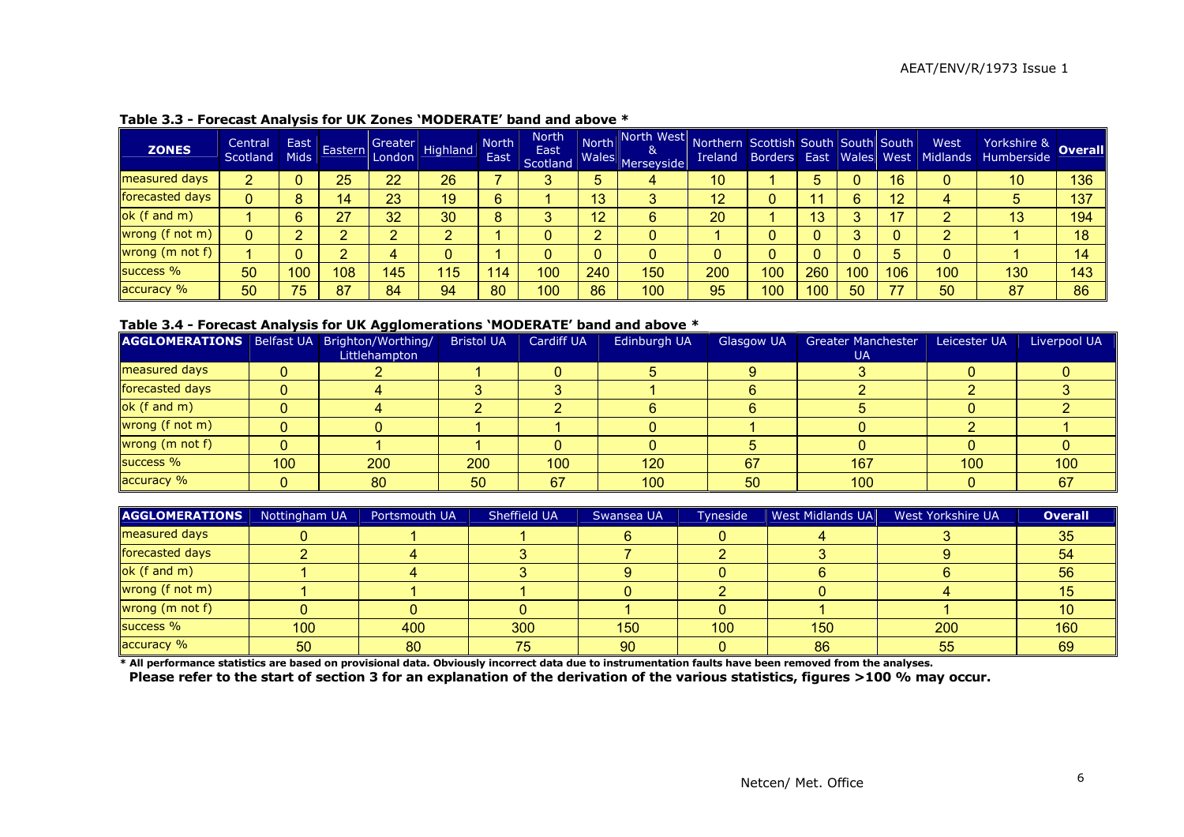**Table 3.3 - Forecast Analysis for UK Zones 'MODERATE' band and above ***

| ZONES | Central Scotland | East Mids | Eastern | Greater London | Highland | North East | North East Scotland | North Wales | North West & Merseyside | Northern Ireland | Scottish Borders | South East | South Wales | South West | West Midlands | Yorkshire & Humberside | Overall |
|---|---|---|---|---|---|---|---|---|---|---|---|---|---|---|---|---|---|
| measured days | 2 | 0 | 25 | 22 | 26 | 7 | 3 | 5 | 4 | 10 | 1 | 5 | 0 | 16 | 0 | 10 | 136 |
| forecasted days | 0 | 8 | 14 | 23 | 19 | 6 | 1 | 13 | 3 | 12 | 0 | 11 | 6 | 12 | 4 | 5 | 137 |
| ok (f and m) | 1 | 6 | 27 | 32 | 30 | 8 | 3 | 12 | 6 | 20 | 1 | 13 | 3 | 17 | 2 | 13 | 194 |
| wrong (f not m) | 0 | 2 | 2 | 2 | 2 | 1 | 0 | 2 | 0 | 1 | 0 | 0 | 3 | 0 | 2 | 1 | 18 |
| wrong (m not f) | 1 | 0 | 2 | 4 | 0 | 1 | 0 | 0 | 0 | 0 | 0 | 0 | 0 | 5 | 0 | 1 | 14 |
| success % | 50 | 100 | 108 | 145 | 115 | 114 | 100 | 240 | 150 | 200 | 100 | 260 | 100 | 106 | 100 | 130 | 143 |
| accuracy % | 50 | 75 | 87 | 84 | 94 | 80 | 100 | 86 | 100 | 95 | 100 | 100 | 50 | 77 | 50 | 87 | 86 |

**Table 3.4 - Forecast Analysis for UK Agglomerations 'MODERATE' band and above ***

| AGGLOMERATIONS | Belfast UA | Brighton/Worthing/ Littlehampton | Bristol UA | Cardiff UA | Edinburgh UA | Glasgow UA | Greater Manchester UA | Leicester UA | Liverpool UA |
|---|---|---|---|---|---|---|---|---|---|
| measured days | 0 | 2 | 1 | 0 | 5 | 9 | 3 | 0 | 0 |
| forecasted days | 0 | 4 | 3 | 3 | 1 | 6 | 2 | 2 | 3 |
| ok (f and m) | 0 | 4 | 2 | 2 | 6 | 6 | 5 | 0 | 2 |
| wrong (f not m) | 0 | 0 | 1 | 1 | 0 | 1 | 0 | 2 | 1 |
| wrong (m not f) | 0 | 1 | 1 | 0 | 0 | 5 | 0 | 0 | 0 |
| success % | 100 | 200 | 200 | 100 | 120 | 67 | 167 | 100 | 100 |
| accuracy % | 0 | 80 | 50 | 67 | 100 | 50 | 100 | 0 | 67 |

| AGGLOMERATIONS | Nottingham UA | Portsmouth UA | Sheffield UA | Swansea UA | Tyneside | West Midlands UA | West Yorkshire UA | Overall |
|---|---|---|---|---|---|---|---|---|
| measured days | 0 | 1 | 1 | 6 | 0 | 4 | 3 | 35 |
| forecasted days | 2 | 4 | 3 | 7 | 2 | 3 | 9 | 54 |
| ok (f and m) | 1 | 4 | 3 | 9 | 0 | 6 | 6 | 56 |
| wrong (f not m) | 1 | 1 | 1 | 0 | 2 | 0 | 4 | 15 |
| wrong (m not f) | 0 | 0 | 0 | 1 | 0 | 1 | 1 | 10 |
| success % | 100 | 400 | 300 | 150 | 100 | 150 | 200 | 160 |
| accuracy % | 50 | 80 | 75 | 90 | 0 | 86 | 55 | 69 |

**\* All performance statistics are based on provisional data. Obviously incorrect data due to instrumentation faults have been removed from the analyses.**

**Please refer to the start of section 3 for an explanation of the derivation of the various statistics, figures >100 % may occur.**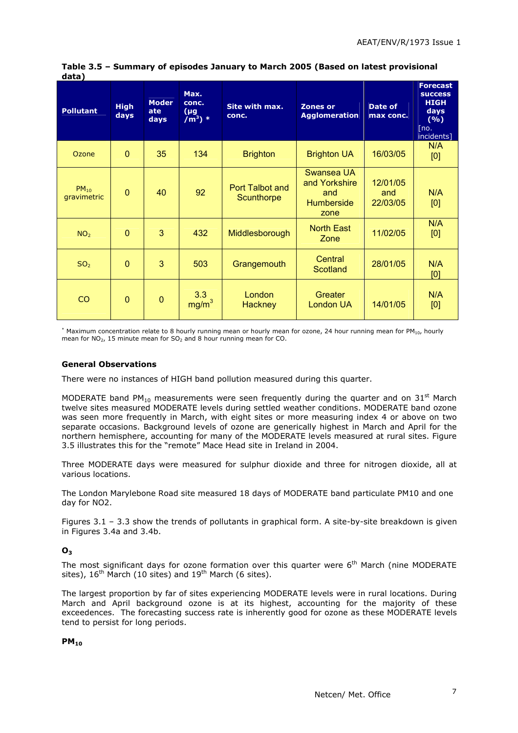**Table 3.5 – Summary of episodes January to March 2005 (Based on latest provisional data)**

| Pollutant | High days | Moderate days | Max. conc. (μg /m³) * | Site with max. conc. | Zones or Agglomeration | Date of max conc. | Forecast success HIGH days (%) [no. incidents] |
|---|---|---|---|---|---|---|---|
| Ozone | 0 | 35 | 134 | Brighton | Brighton UA | 16/03/05 | N/A [0] |
| $PM_{10}$ gravimetric | 0 | 40 | 92 | Port Talbot and Scunthorpe | Swansea UA and Yorkshire and Humberside zone | 12/01/05 and 22/03/05 | N/A [0] |
| $NO_2$ | 0 | 3 | 432 | Middlesborough | North East Zone | 11/02/05 | N/A [0] |
| $SO_2$ | 0 | 3 | 503 | Grangemouth | Central Scotland | 28/01/05 | N/A [0] |
| CO | 0 | 0 | 3.3 mg/m³ | London Hackney | Greater London UA | 14/01/05 | N/A [0] |

* Maximum concentration relate to 8 hourly running mean or hourly mean for ozone, 24 hour running mean for $PM_{10}$, hourly mean for $NO_2$, 15 minute mean for $SO_2$ and 8 hour running mean for CO.

**General Observations**

There were no instances of HIGH band pollution measured during this quarter.

MODERATE band $PM_{10}$ measurements were seen frequently during the quarter and on 31st March twelve sites measured MODERATE levels during settled weather conditions. MODERATE band ozone was seen more frequently in March, with eight sites or more measuring index 4 or above on two separate occasions. Background levels of ozone are generically highest in March and April for the northern hemisphere, accounting for many of the MODERATE levels measured at rural sites. Figure 3.5 illustrates this for the "remote" Mace Head site in Ireland in 2004.

Three MODERATE days were measured for sulphur dioxide and three for nitrogen dioxide, all at various locations.

The London Marylebone Road site measured 18 days of MODERATE band particulate PM10 and one day for NO2.

Figures 3.1 – 3.3 show the trends of pollutants in graphical form. A site-by-site breakdown is given in Figures 3.4a and 3.4b.

**$O_3$**

The most significant days for ozone formation over this quarter were 6th March (nine MODERATE sites), 16th March (10 sites) and 19th March (6 sites).

The largest proportion by far of sites experiencing MODERATE levels were in rural locations. During March and April background ozone is at its highest, accounting for the majority of these exceedences. The forecasting success rate is inherently good for ozone as these MODERATE levels tend to persist for long periods.

**$PM_{10}$**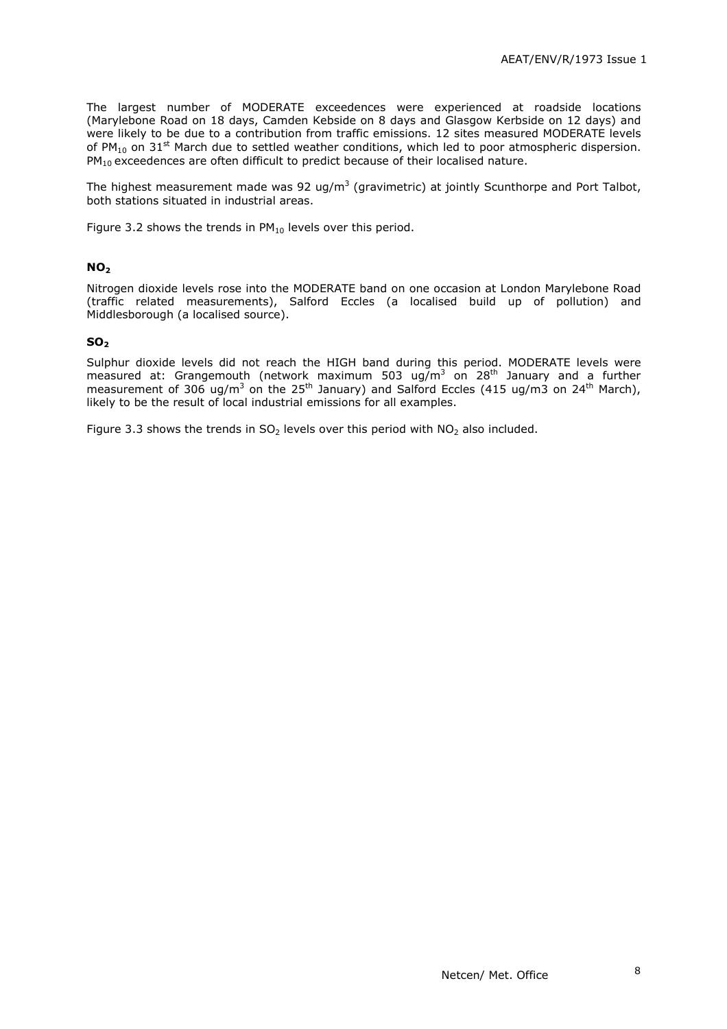The largest number of MODERATE exceedences were experienced at roadside locations (Marylebone Road on 18 days, Camden Kebside on 8 days and Glasgow Kerbside on 12 days) and were likely to be due to a contribution from traffic emissions. 12 sites measured MODERATE levels of $PM_{10}$ on 31st March due to settled weather conditions, which led to poor atmospheric dispersion. $PM_{10}$ exceedences are often difficult to predict because of their localised nature.

The highest measurement made was 92 ug/m$^3$ (gravimetric) at jointly Scunthorpe and Port Talbot, both stations situated in industrial areas.

Figure 3.2 shows the trends in $PM_{10}$ levels over this period.

### $NO_2$

Nitrogen dioxide levels rose into the MODERATE band on one occasion at London Marylebone Road (traffic related measurements), Salford Eccles (a localised build up of pollution) and Middlesborough (a localised source).

### $SO_2$

Sulphur dioxide levels did not reach the HIGH band during this period. MODERATE levels were measured at: Grangemouth (network maximum 503 ug/m$^3$ on 28th January and a further measurement of 306 ug/m$^3$ on the 25th January) and Salford Eccles (415 ug/m3 on 24th March), likely to be the result of local industrial emissions for all examples.

Figure 3.3 shows the trends in $SO_2$ levels over this period with $NO_2$ also included.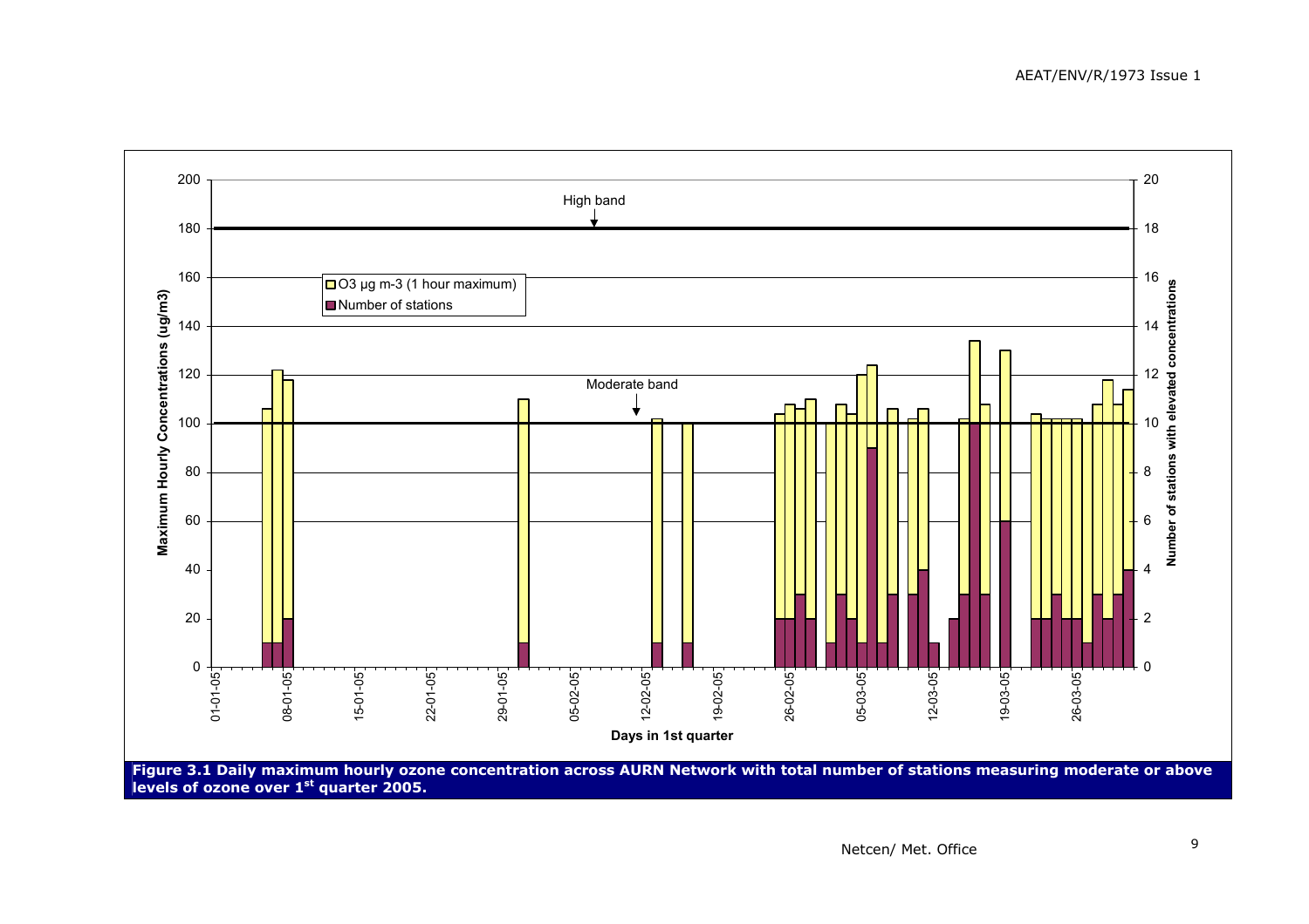**Figure 3.1 Daily maximum hourly ozone concentration across AURN Network with total number of stations measuring moderate or above levels of ozone over 1st quarter 2005.**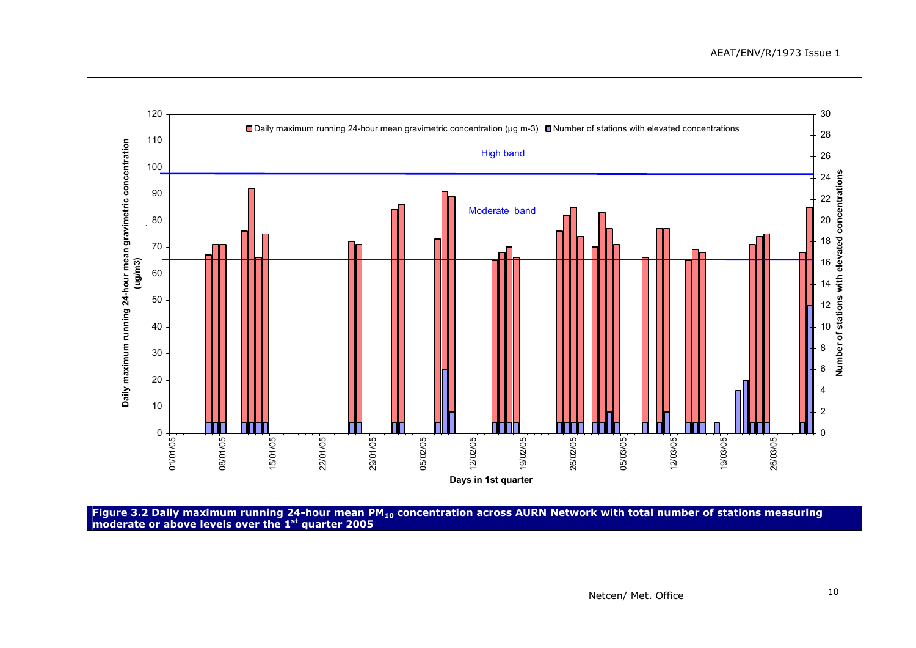Daily maximum running 24-hour mean gravimetric concentration (µg m-3) | Number of stations with elevated concentrations

High band

Moderate band

Daily maximum running 24-hour mean gravimetric concentration (ug/m3)

Number of stations with elevated concentrations

Days in 1st quarter

**Figure 3.2 Daily maximum running 24-hour mean $PM_{10}$ concentration across AURN Network with total number of stations measuring moderate or above levels over the 1st quarter 2005**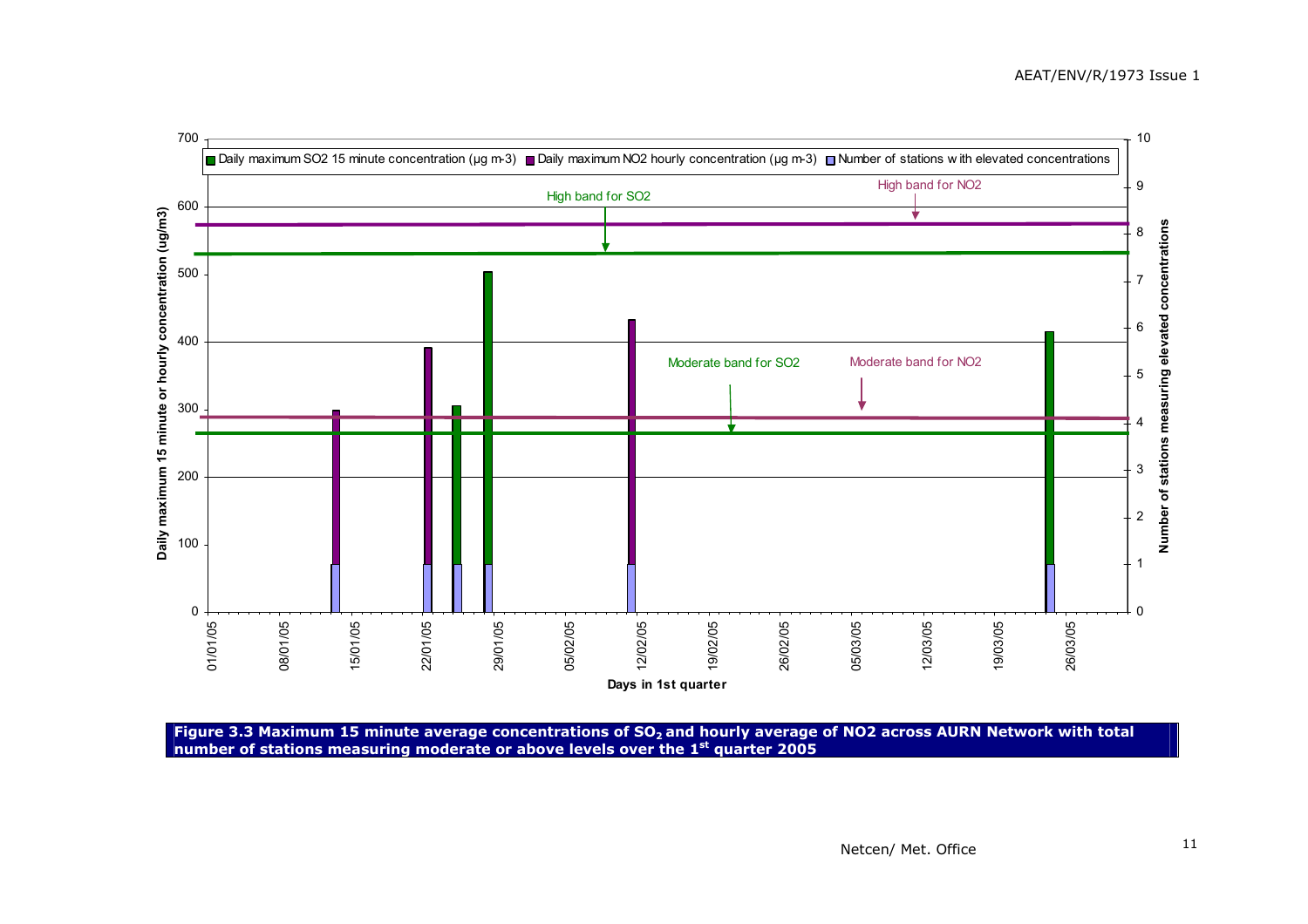Figure 3.3 Maximum 15 minute average concentrations of $SO_2$ and hourly average of NO2 across AURN Network with total number of stations measuring moderate or above levels over the 1st quarter 2005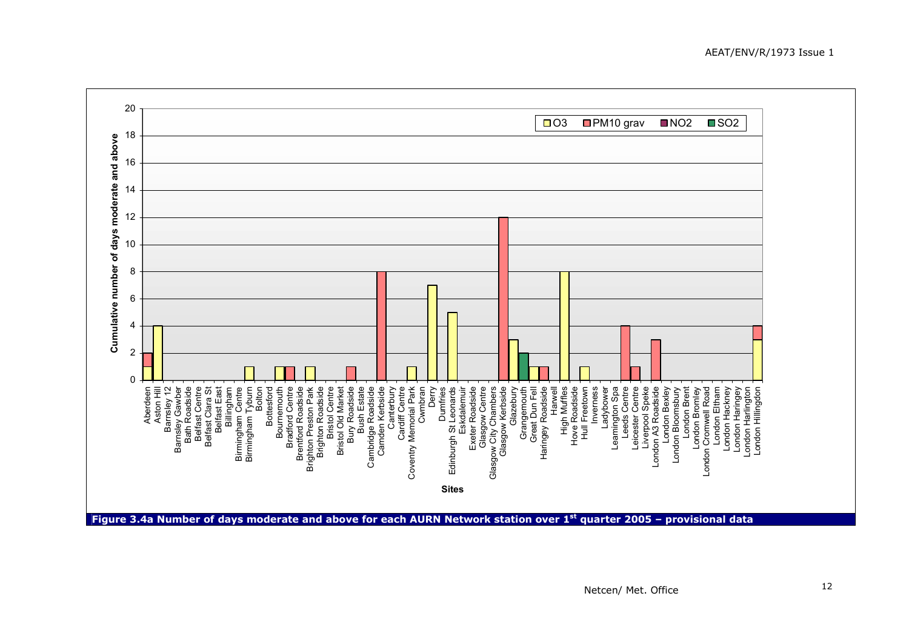**Figure 3.4a Number of days moderate and above for each AURN Network station over 1st quarter 2005 – provisional data**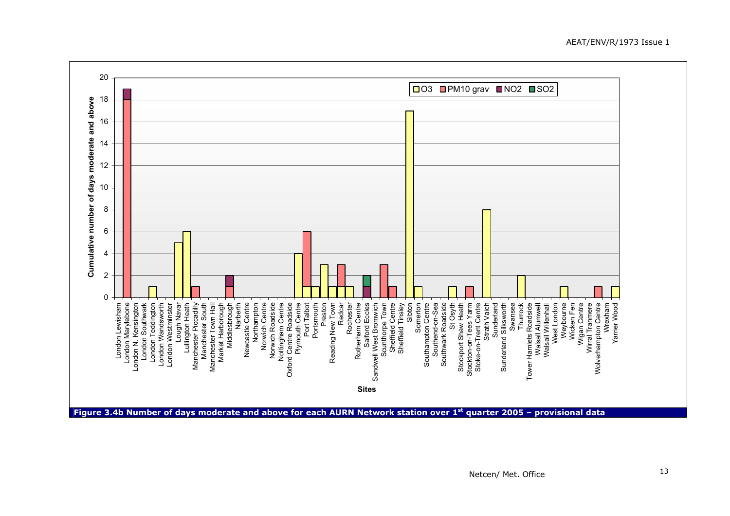Figure 3.4b Number of days moderate and above for each AURN Network station over 1st quarter 2005 – provisional data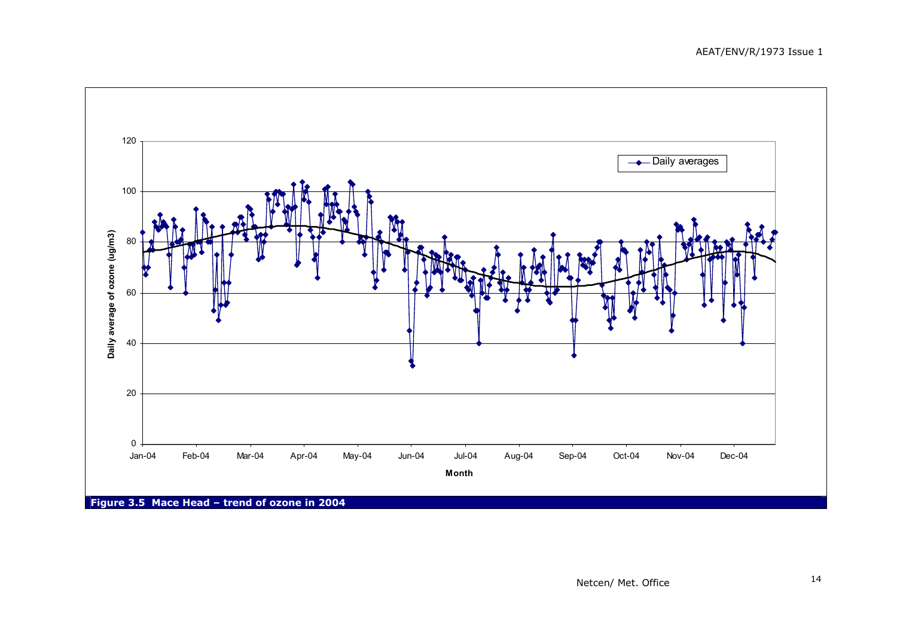**Figure 3.5 Mace Head – trend of ozone in 2004**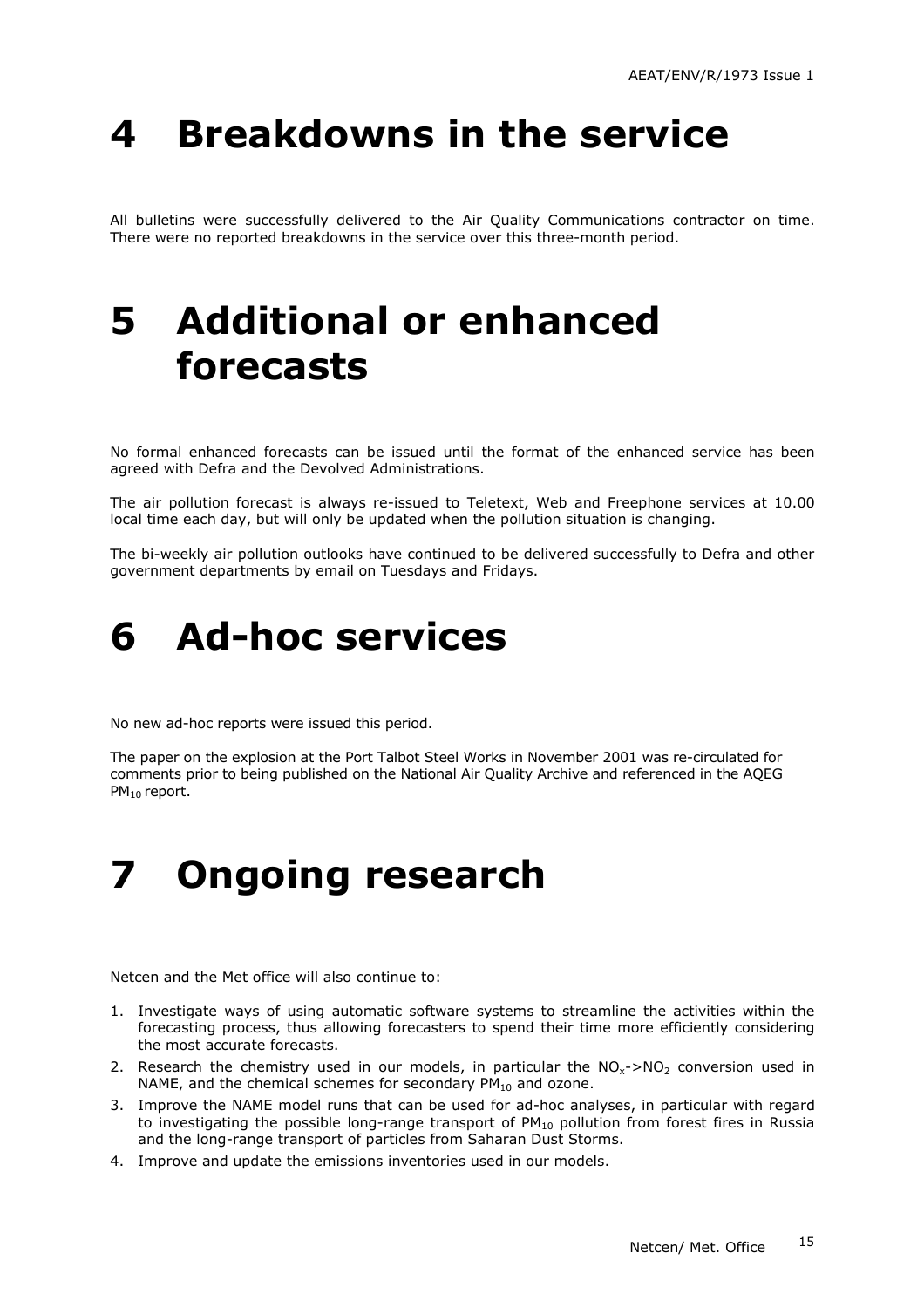# 4 Breakdowns in the service

All bulletins were successfully delivered to the Air Quality Communications contractor on time. There were no reported breakdowns in the service over this three-month period.

# 5 Additional or enhanced forecasts

No formal enhanced forecasts can be issued until the format of the enhanced service has been agreed with Defra and the Devolved Administrations.

The air pollution forecast is always re-issued to Teletext, Web and Freephone services at 10.00 local time each day, but will only be updated when the pollution situation is changing.

The bi-weekly air pollution outlooks have continued to be delivered successfully to Defra and other government departments by email on Tuesdays and Fridays.

# 6 Ad-hoc services

No new ad-hoc reports were issued this period.

The paper on the explosion at the Port Talbot Steel Works in November 2001 was re-circulated for comments prior to being published on the National Air Quality Archive and referenced in the AQEG $PM_{10}$ report.

# 7 Ongoing research

Netcen and the Met office will also continue to:

1. Investigate ways of using automatic software systems to streamline the activities within the forecasting process, thus allowing forecasters to spend their time more efficiently considering the most accurate forecasts.
2. Research the chemistry used in our models, in particular the $NO_x$->$NO_2$ conversion used in NAME, and the chemical schemes for secondary $PM_{10}$ and ozone.
3. Improve the NAME model runs that can be used for ad-hoc analyses, in particular with regard to investigating the possible long-range transport of $PM_{10}$ pollution from forest fires in Russia and the long-range transport of particles from Saharan Dust Storms.
4. Improve and update the emissions inventories used in our models.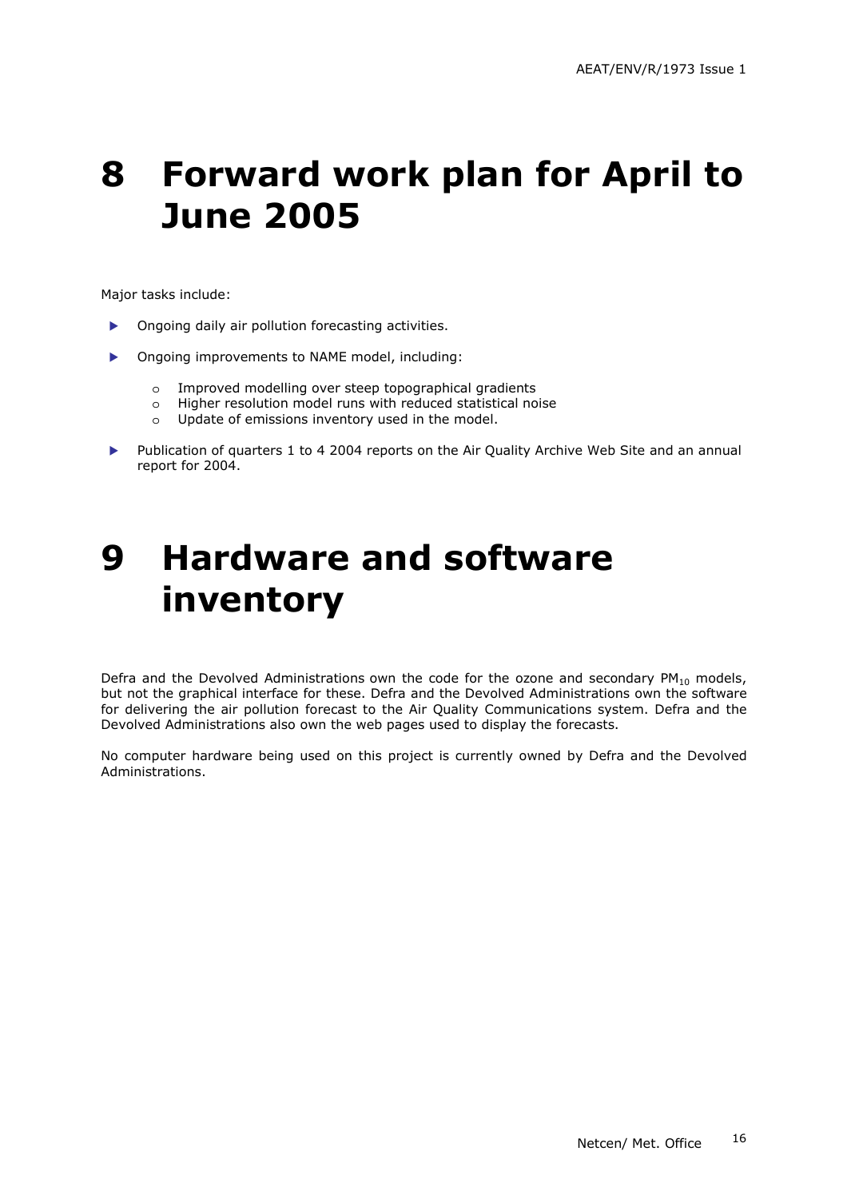# 8 Forward work plan for April to June 2005

Major tasks include:

- Ongoing daily air pollution forecasting activities.
- Ongoing improvements to NAME model, including:
  - Improved modelling over steep topographical gradients
  - Higher resolution model runs with reduced statistical noise
  - Update of emissions inventory used in the model.
- Publication of quarters 1 to 4 2004 reports on the Air Quality Archive Web Site and an annual report for 2004.

# 9 Hardware and software inventory

Defra and the Devolved Administrations own the code for the ozone and secondary $PM_{10}$ models, but not the graphical interface for these. Defra and the Devolved Administrations own the software for delivering the air pollution forecast to the Air Quality Communications system. Defra and the Devolved Administrations also own the web pages used to display the forecasts.

No computer hardware being used on this project is currently owned by Defra and the Devolved Administrations.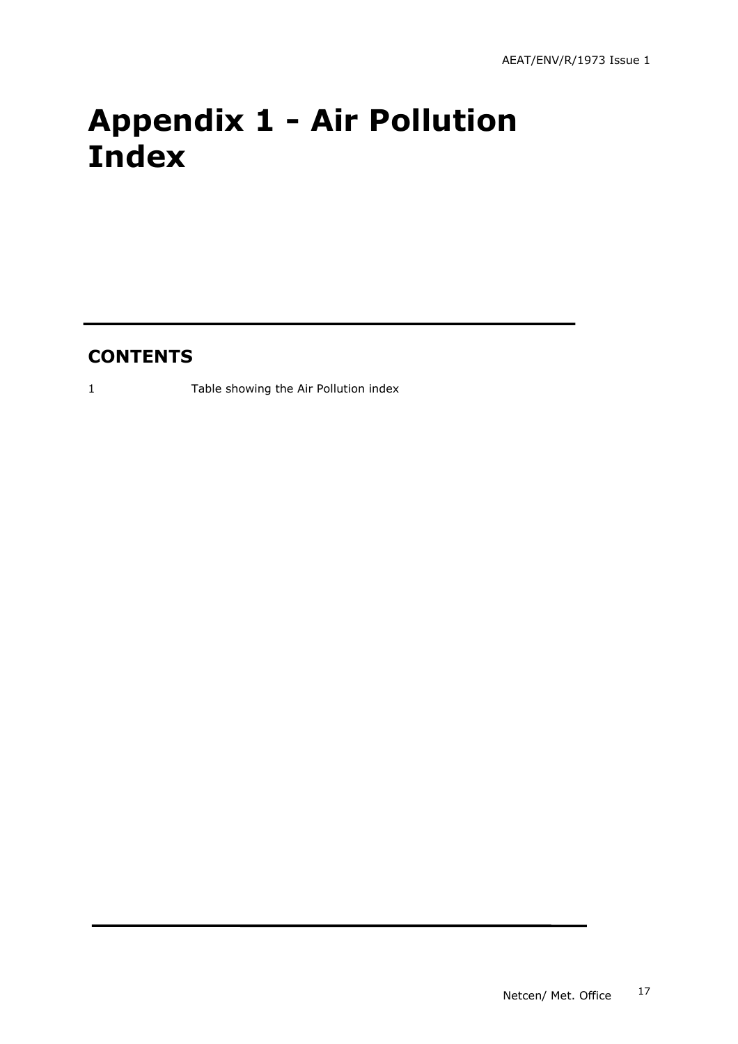# Appendix 1 - Air Pollution Index

## CONTENTS

1 Table showing the Air Pollution index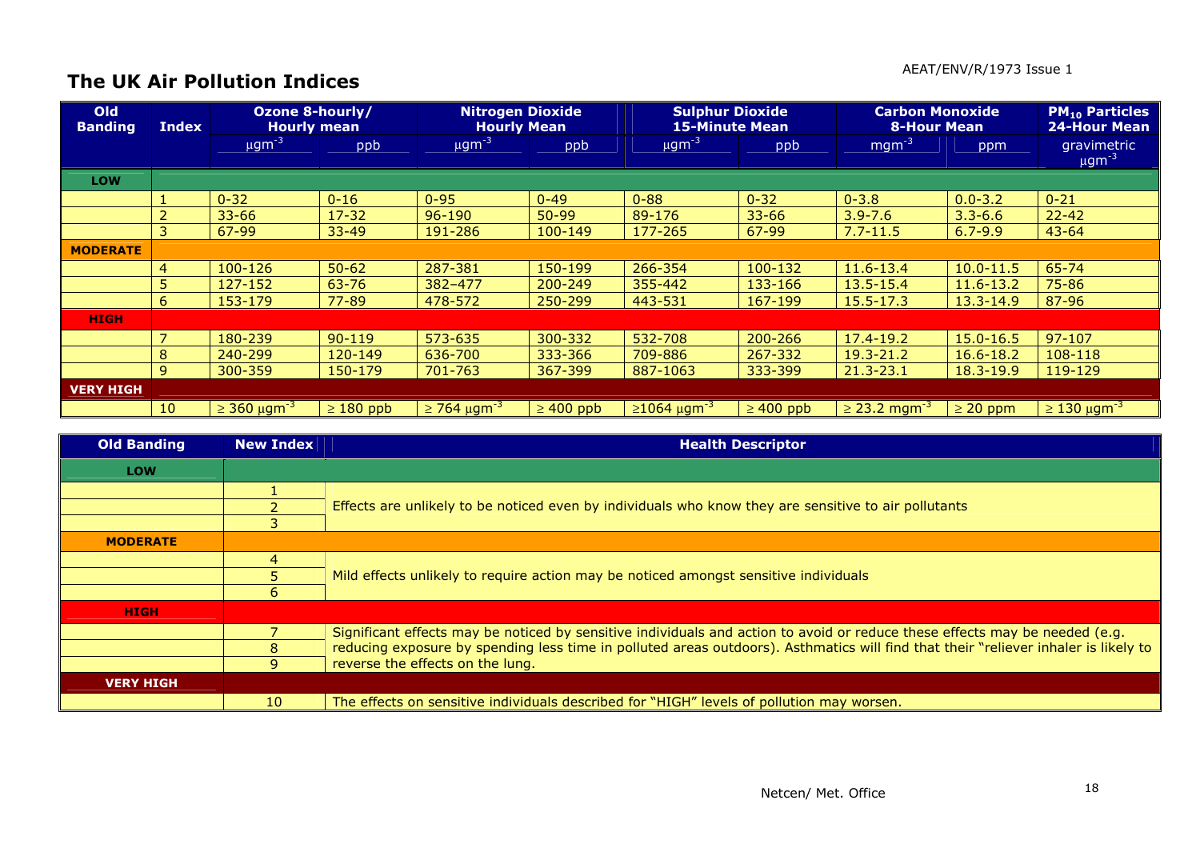## The UK Air Pollution Indices

| Old Banding | Index | Ozone 8-hourly/ Hourly mean | | Nitrogen Dioxide Hourly Mean | | Sulphur Dioxide 15-Minute Mean | | Carbon Monoxide 8-Hour Mean | | $PM_{10}$ Particles 24-Hour Mean |
|---|---|---|---|---|---|---|---|---|---|---|
| | | $\mu gm^{-3}$ | ppb | $\mu gm^{-3}$ | ppb | $\mu gm^{-3}$ | ppb | $mgm^{-3}$ | ppm | gravimetric $\mu gm^{-3}$ |
| **LOW** | | | | | | | | | | |
| | 1 | 0-32 | 0-16 | 0-95 | 0-49 | 0-88 | 0-32 | 0-3.8 | 0.0-3.2 | 0-21 |
| | 2 | 33-66 | 17-32 | 96-190 | 50-99 | 89-176 | 33-66 | 3.9-7.6 | 3.3-6.6 | 22-42 |
| | 3 | 67-99 | 33-49 | 191-286 | 100-149 | 177-265 | 67-99 | 7.7-11.5 | 6.7-9.9 | 43-64 |
| **MODERATE** | | | | | | | | | | |
| | 4 | 100-126 | 50-62 | 287-381 | 150-199 | 266-354 | 100-132 | 11.6-13.4 | 10.0-11.5 | 65-74 |
| | 5 | 127-152 | 63-76 | 382–477 | 200-249 | 355-442 | 133-166 | 13.5-15.4 | 11.6-13.2 | 75-86 |
| | 6 | 153-179 | 77-89 | 478-572 | 250-299 | 443-531 | 167-199 | 15.5-17.3 | 13.3-14.9 | 87-96 |
| **HIGH** | | | | | | | | | | |
| | 7 | 180-239 | 90-119 | 573-635 | 300-332 | 532-708 | 200-266 | 17.4-19.2 | 15.0-16.5 | 97-107 |
| | 8 | 240-299 | 120-149 | 636-700 | 333-366 | 709-886 | 267-332 | 19.3-21.2 | 16.6-18.2 | 108-118 |
| | 9 | 300-359 | 150-179 | 701-763 | 367-399 | 887-1063 | 333-399 | 21.3-23.1 | 18.3-19.9 | 119-129 |
| **VERY HIGH** | | | | | | | | | | |
| | 10 | ≥ 360 $\mu gm^{-3}$ | ≥ 180 ppb | ≥ 764 $\mu gm^{-3}$ | ≥ 400 ppb | ≥1064 $\mu gm^{-3}$ | ≥ 400 ppb | ≥ 23.2 $mgm^{-3}$ | ≥ 20 ppm | ≥ 130 $\mu gm^{-3}$ |

| Old Banding | New Index | Health Descriptor |
|---|---|---|
| **LOW** | | |
| | 1 | Effects are unlikely to be noticed even by individuals who know they are sensitive to air pollutants |
| | 2 | |
| | 3 | |
| **MODERATE** | | |
| | 4 | Mild effects unlikely to require action may be noticed amongst sensitive individuals |
| | 5 | |
| | 6 | |
| **HIGH** | | |
| | 7 | Significant effects may be noticed by sensitive individuals and action to avoid or reduce these effects may be needed (e.g. reducing exposure by spending less time in polluted areas outdoors). Asthmatics will find that their "reliever inhaler is likely to reverse the effects on the lung. |
| | 8 | |
| | 9 | |
| **VERY HIGH** | | |
| | 10 | The effects on sensitive individuals described for "HIGH" levels of pollution may worsen. |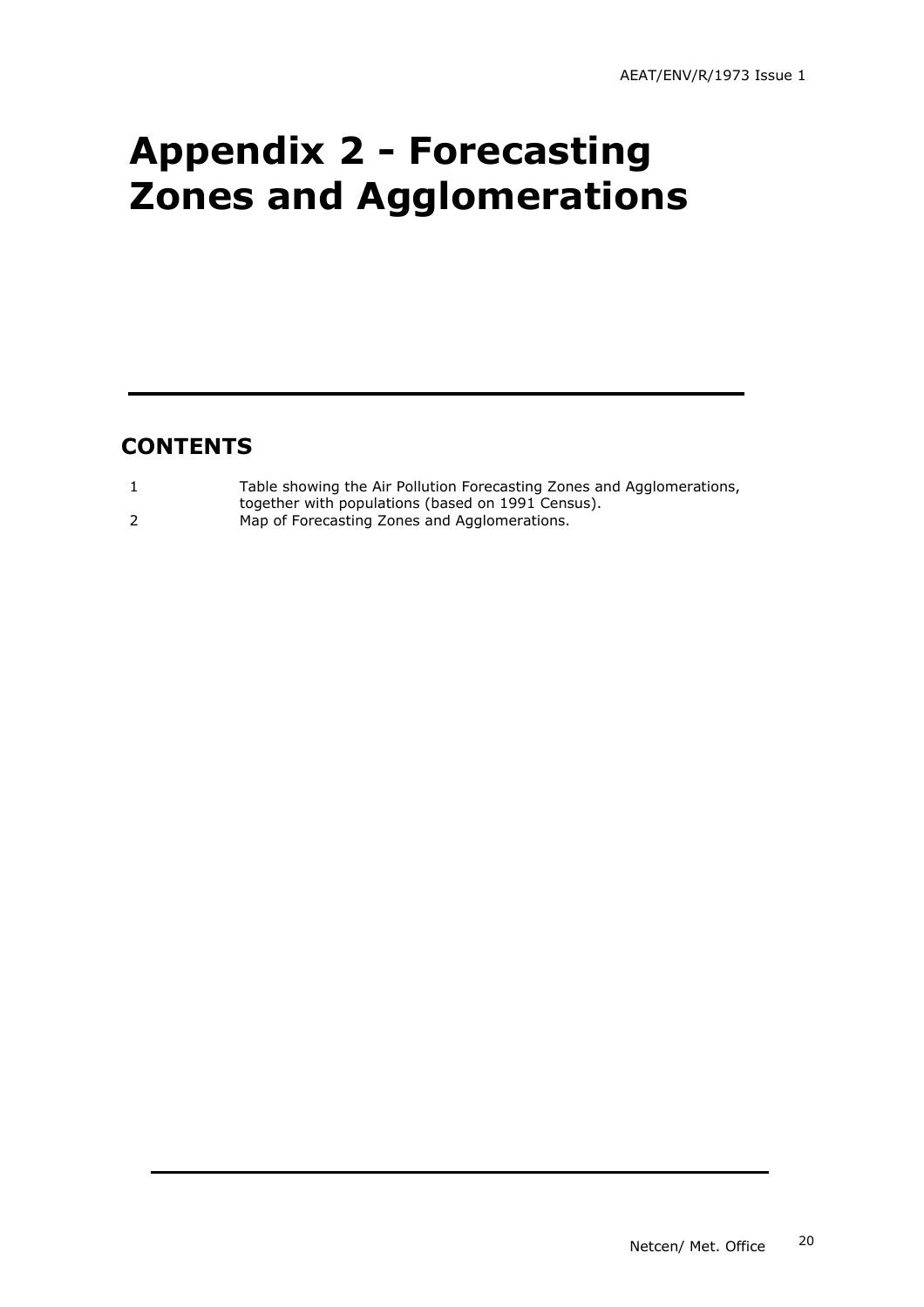# Appendix 2 - Forecasting Zones and Agglomerations

## CONTENTS

| | |
|---|---|
| 1 | Table showing the Air Pollution Forecasting Zones and Agglomerations, together with populations (based on 1991 Census). |
| 2 | Map of Forecasting Zones and Agglomerations. |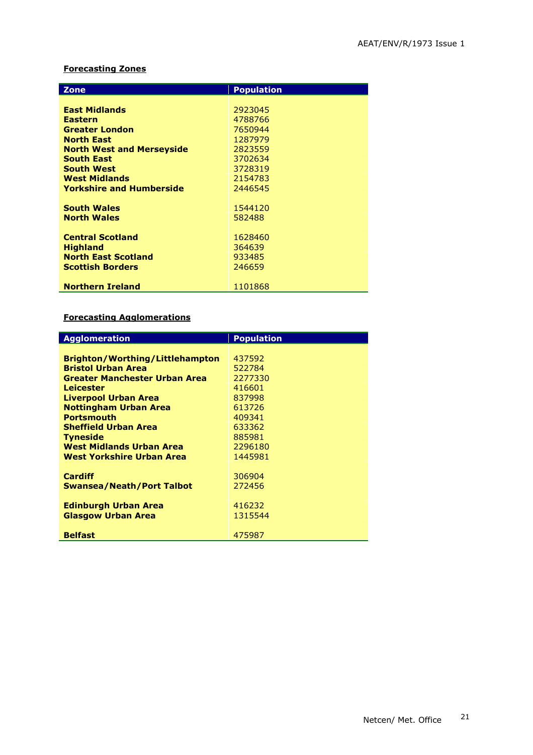**Forecasting Zones**

| Zone | Population |
|---|---|
| **East Midlands** | 2923045 |
| **Eastern** | 4788766 |
| **Greater London** | 7650944 |
| **North East** | 1287979 |
| **North West and Merseyside** | 2823559 |
| **South East** | 3702634 |
| **South West** | 3728319 |
| **West Midlands** | 2154783 |
| **Yorkshire and Humberside** | 2446545 |
| **South Wales** | 1544120 |
| **North Wales** | 582488 |
| **Central Scotland** | 1628460 |
| **Highland** | 364639 |
| **North East Scotland** | 933485 |
| **Scottish Borders** | 246659 |
| **Northern Ireland** | 1101868 |

**Forecasting Agglomerations**

| Agglomeration | Population |
|---|---|
| **Brighton/Worthing/Littlehampton** | 437592 |
| **Bristol Urban Area** | 522784 |
| **Greater Manchester Urban Area** | 2277330 |
| **Leicester** | 416601 |
| **Liverpool Urban Area** | 837998 |
| **Nottingham Urban Area** | 613726 |
| **Portsmouth** | 409341 |
| **Sheffield Urban Area** | 633362 |
| **Tyneside** | 885981 |
| **West Midlands Urban Area** | 2296180 |
| **West Yorkshire Urban Area** | 1445981 |
| **Cardiff** | 306904 |
| **Swansea/Neath/Port Talbot** | 272456 |
| **Edinburgh Urban Area** | 416232 |
| **Glasgow Urban Area** | 1315544 |
| **Belfast** | 475987 |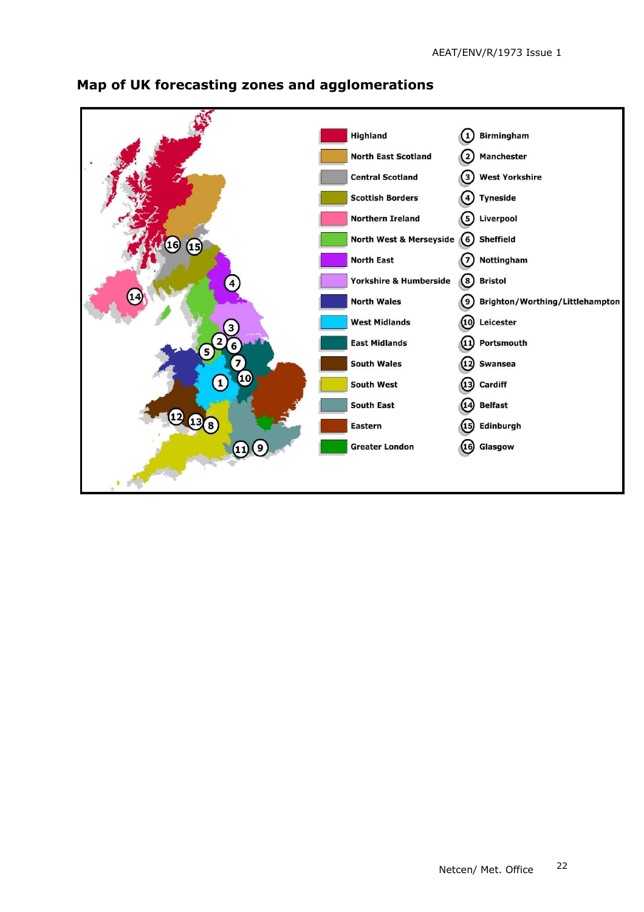## Map of UK forecasting zones and agglomerations

| Zone | Agglomeration |
| --- | --- |
| Highland | 1 Birmingham |
| North East Scotland | 2 Manchester |
| Central Scotland | 3 West Yorkshire |
| Scottish Borders | 4 Tyneside |
| Northern Ireland | 5 Liverpool |
| North West & Merseyside | 6 Sheffield |
| North East | 7 Nottingham |
| Yorkshire & Humberside | 8 Bristol |
| North Wales | 9 Brighton/Worthing/Littlehampton |
| West Midlands | 10 Leicester |
| East Midlands | 11 Portsmouth |
| South Wales | 12 Swansea |
| South West | 13 Cardiff |
| South East | 14 Belfast |
| Eastern | 15 Edinburgh |
| Greater London | 16 Glasgow |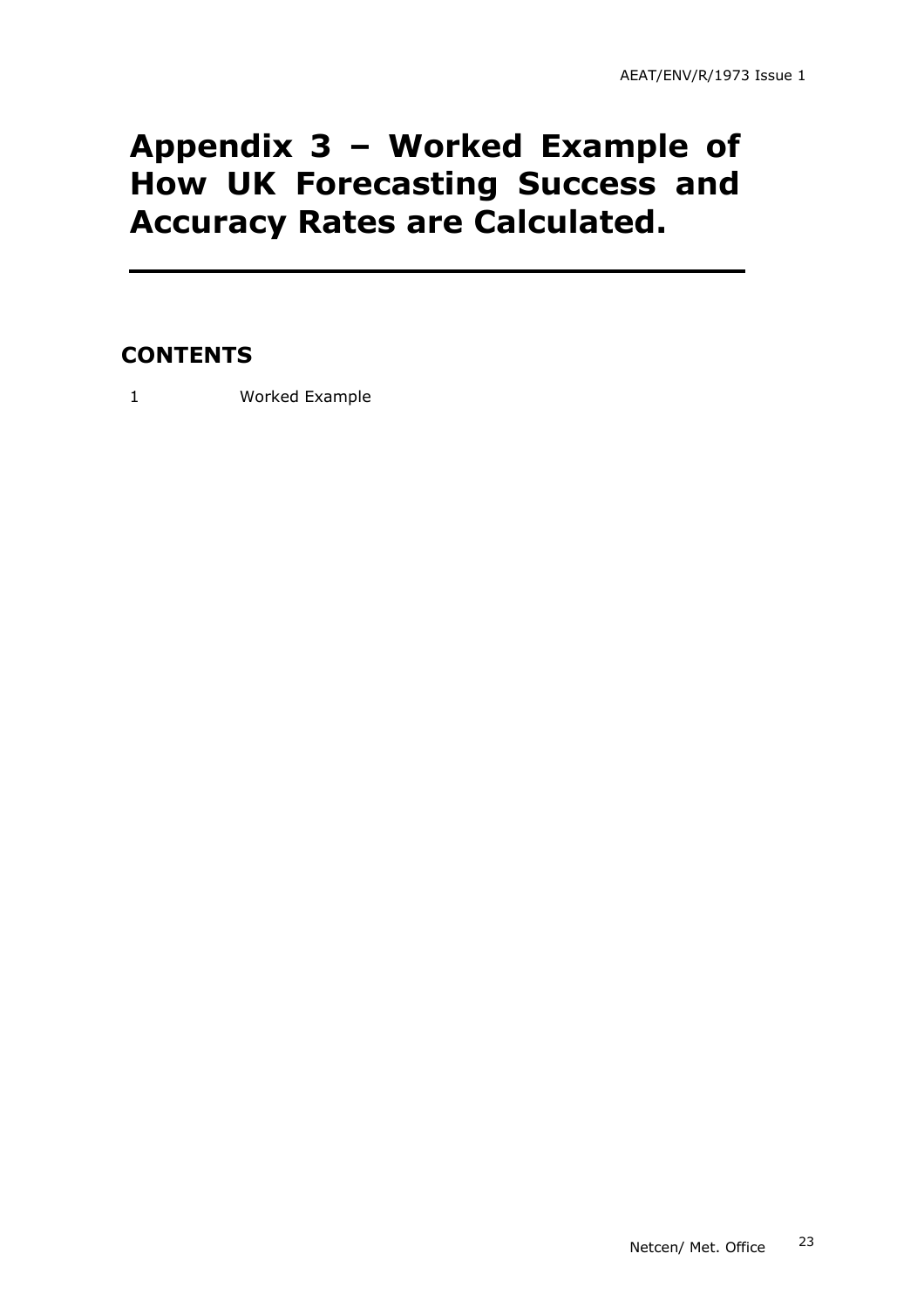# Appendix 3 – Worked Example of How UK Forecasting Success and Accuracy Rates are Calculated.

## CONTENTS

1 Worked Example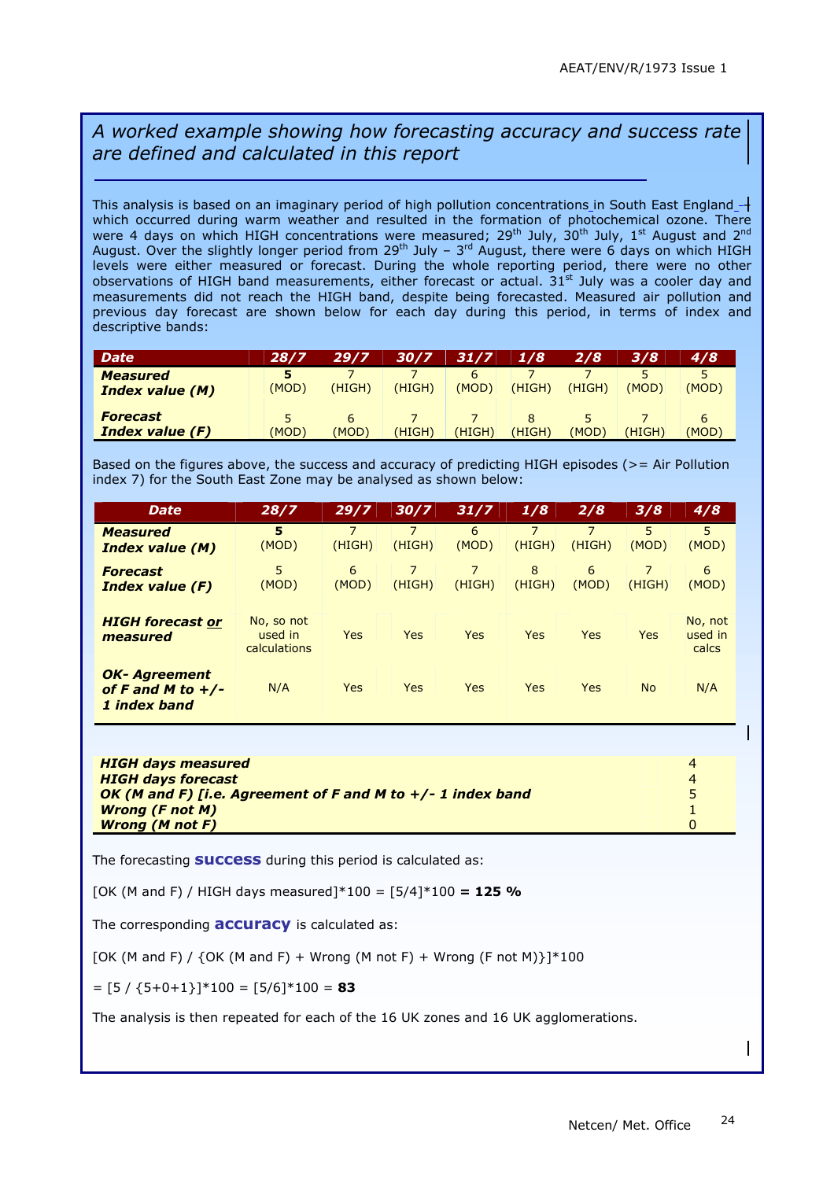## *A worked example showing how forecasting accuracy and success rate are defined and calculated in this report*

This analysis is based on an imaginary period of high pollution concentrations in South East England – which occurred during warm weather and resulted in the formation of photochemical ozone. There were 4 days on which HIGH concentrations were measured; 29th July, 30th July, 1st August and 2nd August. Over the slightly longer period from 29th July – 3rd August, there were 6 days on which HIGH levels were either measured or forecast. During the whole reporting period, there were no other observations of HIGH band measurements, either forecast or actual. 31st July was a cooler day and measurements did not reach the HIGH band, despite being forecasted. Measured air pollution and previous day forecast are shown below for each day during this period, in terms of index and descriptive bands:

| Date | 28/7 | 29/7 | 30/7 | 31/7 | 1/8 | 2/8 | 3/8 | 4/8 |
|---|---|---|---|---|---|---|---|---|
| **Measured Index value (M)** | **5** (MOD) | 7 (HIGH) | 7 (HIGH) | 6 (MOD) | 7 (HIGH) | 7 (HIGH) | 5 (MOD) | 5 (MOD) |
| **Forecast Index value (F)** | 5 (MOD) | 6 (MOD) | 7 (HIGH) | 7 (HIGH) | 8 (HIGH) | 5 (MOD) | 7 (HIGH) | 6 (MOD) |

Based on the figures above, the success and accuracy of predicting HIGH episodes (>= Air Pollution index 7) for the South East Zone may be analysed as shown below:

| Date | 28/7 | 29/7 | 30/7 | 31/7 | 1/8 | 2/8 | 3/8 | 4/8 |
|---|---|---|---|---|---|---|---|---|
| **Measured Index value (M)** | **5** (MOD) | 7 (HIGH) | 7 (HIGH) | 6 (MOD) | 7 (HIGH) | 7 (HIGH) | 5 (MOD) | 5 (MOD) |
| **Forecast Index value (F)** | 5 (MOD) | 6 (MOD) | 7 (HIGH) | 7 (HIGH) | 8 (HIGH) | 6 (MOD) | 7 (HIGH) | 6 (MOD) |
| **HIGH forecast or measured** | No, so not used in calculations | Yes | Yes | Yes | Yes | Yes | Yes | No, not used in calcs |
| **OK- Agreement of F and M to +/- 1 index band** | N/A | Yes | Yes | Yes | Yes | Yes | No | N/A |

| | |
|---|---|
| **HIGH days measured** | 4 |
| **HIGH days forecast** | 4 |
| **OK (M and F) [i.e. Agreement of F and M to +/- 1 index band** | 5 |
| **Wrong (F not M)** | 1 |
| **Wrong (M not F)** | 0 |

The forecasting **success** during this period is calculated as:

[OK (M and F) / HIGH days measured]*100 = [5/4]*100 **= 125 %**

The corresponding **accuracy** is calculated as:

[OK (M and F) / {OK (M and F) + Wrong (M not F) + Wrong (F not M)}]*100

= [5 / {5+0+1}]*100 = [5/6]*100 = **83**

The analysis is then repeated for each of the 16 UK zones and 16 UK agglomerations.